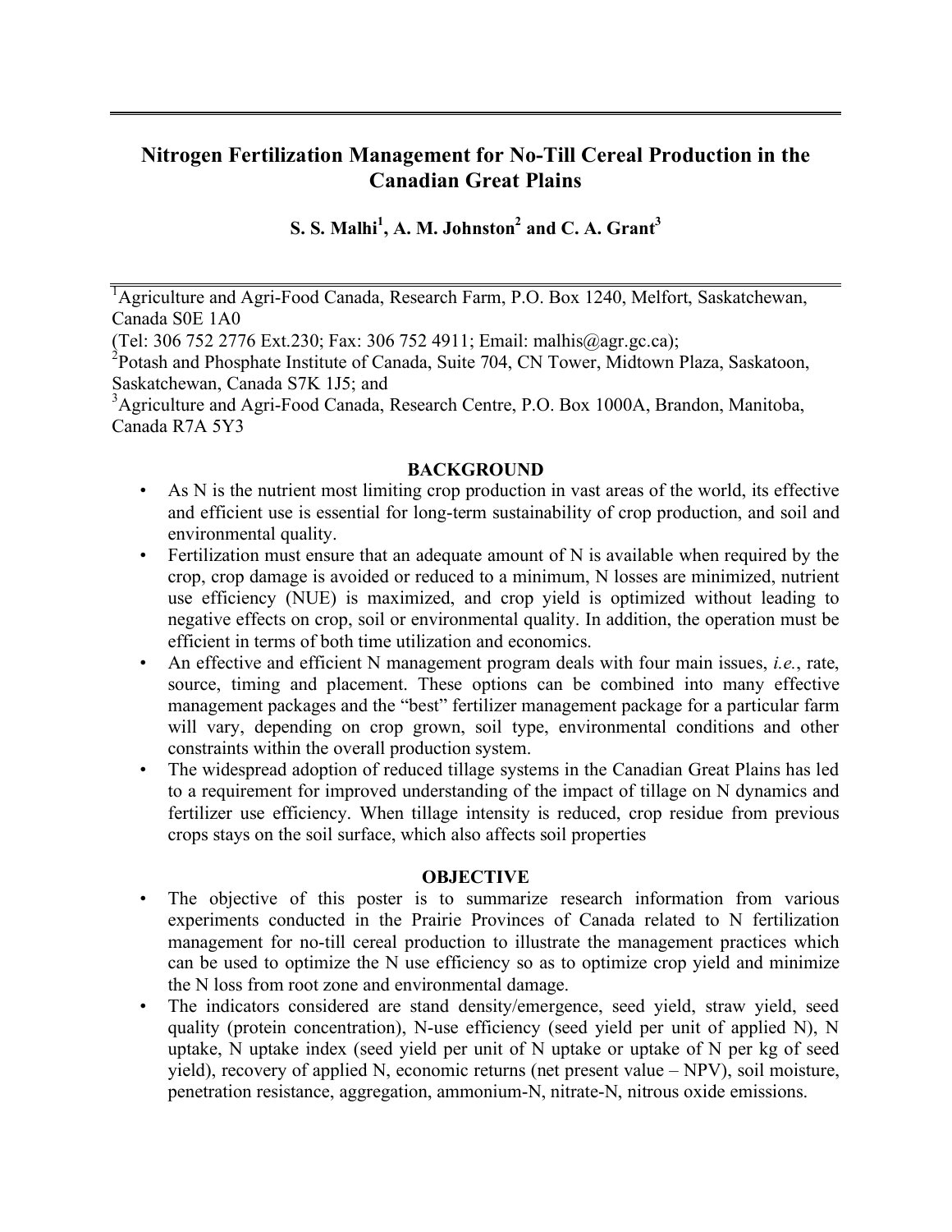# Nitrogen Fertilization Management for No-Till Cereal Production in the Canadian Great Plains

**S. S. Malhi[1], A. M. Johnston[2] and C. A. Grant[3]**

[1]Agriculture and Agri-Food Canada, Research Farm, P.O. Box 1240, Melfort, Saskatchewan, Canada S0E 1A0
(Tel: 306 752 2776 Ext.230; Fax: 306 752 4911; Email: malhis@agr.gc.ca);
[2]Potash and Phosphate Institute of Canada, Suite 704, CN Tower, Midtown Plaza, Saskatoon, Saskatchewan, Canada S7K 1J5; and
[3]Agriculture and Agri-Food Canada, Research Centre, P.O. Box 1000A, Brandon, Manitoba, Canada R7A 5Y3

## BACKGROUND

- As N is the nutrient most limiting crop production in vast areas of the world, its effective and efficient use is essential for long-term sustainability of crop production, and soil and environmental quality.
- Fertilization must ensure that an adequate amount of N is available when required by the crop, crop damage is avoided or reduced to a minimum, N losses are minimized, nutrient use efficiency (NUE) is maximized, and crop yield is optimized without leading to negative effects on crop, soil or environmental quality. In addition, the operation must be efficient in terms of both time utilization and economics.
- An effective and efficient N management program deals with four main issues, *i.e.*, rate, source, timing and placement. These options can be combined into many effective management packages and the "best" fertilizer management package for a particular farm will vary, depending on crop grown, soil type, environmental conditions and other constraints within the overall production system.
- The widespread adoption of reduced tillage systems in the Canadian Great Plains has led to a requirement for improved understanding of the impact of tillage on N dynamics and fertilizer use efficiency. When tillage intensity is reduced, crop residue from previous crops stays on the soil surface, which also affects soil properties

## OBJECTIVE

- The objective of this poster is to summarize research information from various experiments conducted in the Prairie Provinces of Canada related to N fertilization management for no-till cereal production to illustrate the management practices which can be used to optimize the N use efficiency so as to optimize crop yield and minimize the N loss from root zone and environmental damage.
- The indicators considered are stand density/emergence, seed yield, straw yield, seed quality (protein concentration), N-use efficiency (seed yield per unit of applied N), N uptake, N uptake index (seed yield per unit of N uptake or uptake of N per kg of seed yield), recovery of applied N, economic returns (net present value – NPV), soil moisture, penetration resistance, aggregation, ammonium-N, nitrate-N, nitrous oxide emissions.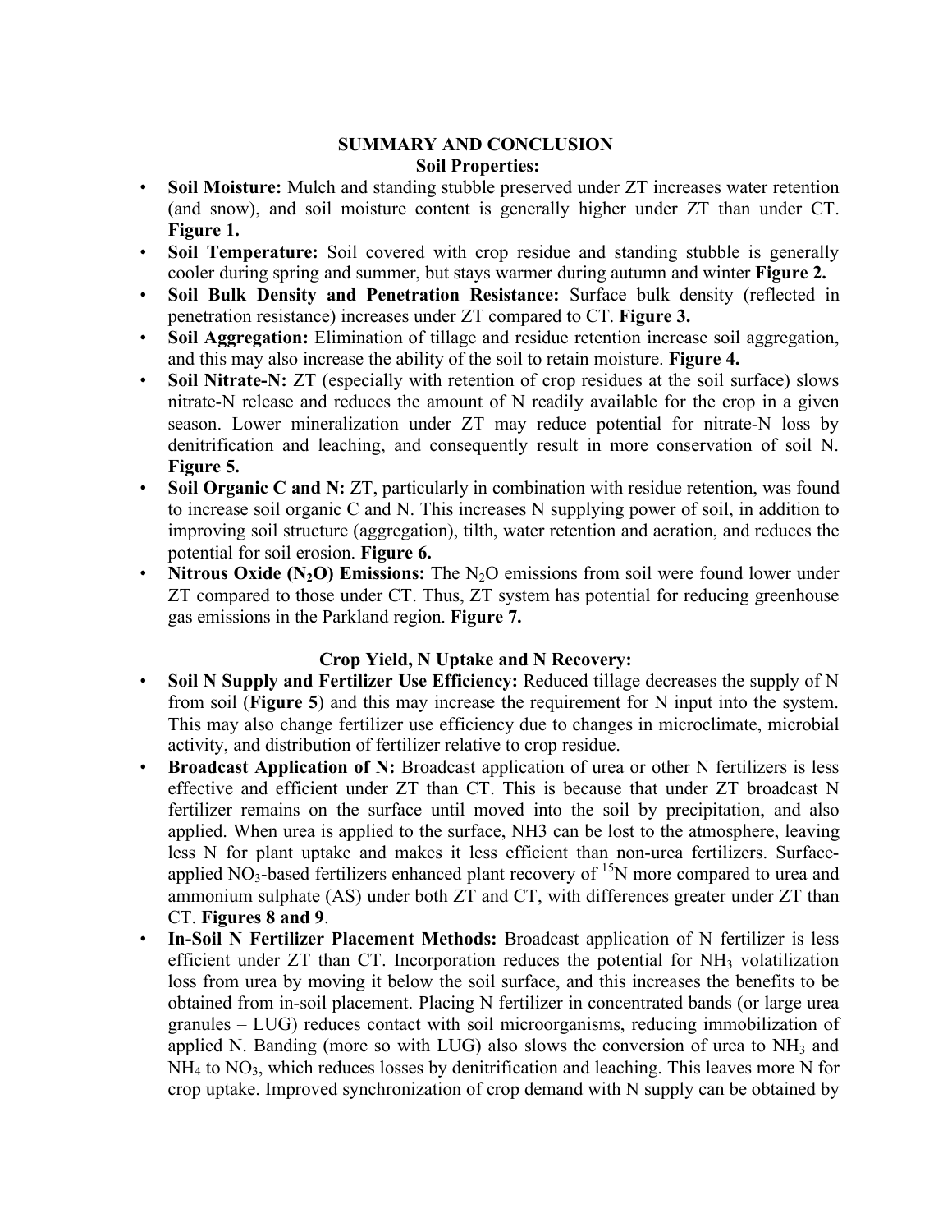## SUMMARY AND CONCLUSION

### Soil Properties:

- **Soil Moisture:** Mulch and standing stubble preserved under ZT increases water retention (and snow), and soil moisture content is generally higher under ZT than under CT. **Figure 1.**
- **Soil Temperature:** Soil covered with crop residue and standing stubble is generally cooler during spring and summer, but stays warmer during autumn and winter **Figure 2.**
- **Soil Bulk Density and Penetration Resistance:** Surface bulk density (reflected in penetration resistance) increases under ZT compared to CT. **Figure 3.**
- **Soil Aggregation:** Elimination of tillage and residue retention increase soil aggregation, and this may also increase the ability of the soil to retain moisture. **Figure 4.**
- **Soil Nitrate-N:** ZT (especially with retention of crop residues at the soil surface) slows nitrate-N release and reduces the amount of N readily available for the crop in a given season. Lower mineralization under ZT may reduce potential for nitrate-N loss by denitrification and leaching, and consequently result in more conservation of soil N. **Figure 5.**
- **Soil Organic C and N:** ZT, particularly in combination with residue retention, was found to increase soil organic C and N. This increases N supplying power of soil, in addition to improving soil structure (aggregation), tilth, water retention and aeration, and reduces the potential for soil erosion. **Figure 6.**
- **Nitrous Oxide ($N_2O$) Emissions:** The $N_2O$ emissions from soil were found lower under ZT compared to those under CT. Thus, ZT system has potential for reducing greenhouse gas emissions in the Parkland region. **Figure 7.**

### Crop Yield, N Uptake and N Recovery:

- **Soil N Supply and Fertilizer Use Efficiency:** Reduced tillage decreases the supply of N from soil (**Figure 5**) and this may increase the requirement for N input into the system. This may also change fertilizer use efficiency due to changes in microclimate, microbial activity, and distribution of fertilizer relative to crop residue.
- **Broadcast Application of N:** Broadcast application of urea or other N fertilizers is less effective and efficient under ZT than CT. This is because that under ZT broadcast N fertilizer remains on the surface until moved into the soil by precipitation, and also applied. When urea is applied to the surface, NH3 can be lost to the atmosphere, leaving less N for plant uptake and makes it less efficient than non-urea fertilizers. Surface-applied $NO_3$-based fertilizers enhanced plant recovery of $^{15}N$ more compared to urea and ammonium sulphate (AS) under both ZT and CT, with differences greater under ZT than CT. **Figures 8 and 9**.
- **In-Soil N Fertilizer Placement Methods:** Broadcast application of N fertilizer is less efficient under ZT than CT. Incorporation reduces the potential for $NH_3$ volatilization loss from urea by moving it below the soil surface, and this increases the benefits to be obtained from in-soil placement. Placing N fertilizer in concentrated bands (or large urea granules – LUG) reduces contact with soil microorganisms, reducing immobilization of applied N. Banding (more so with LUG) also slows the conversion of urea to $NH_3$ and $NH_4$ to $NO_3$, which reduces losses by denitrification and leaching. This leaves more N for crop uptake. Improved synchronization of crop demand with N supply can be obtained by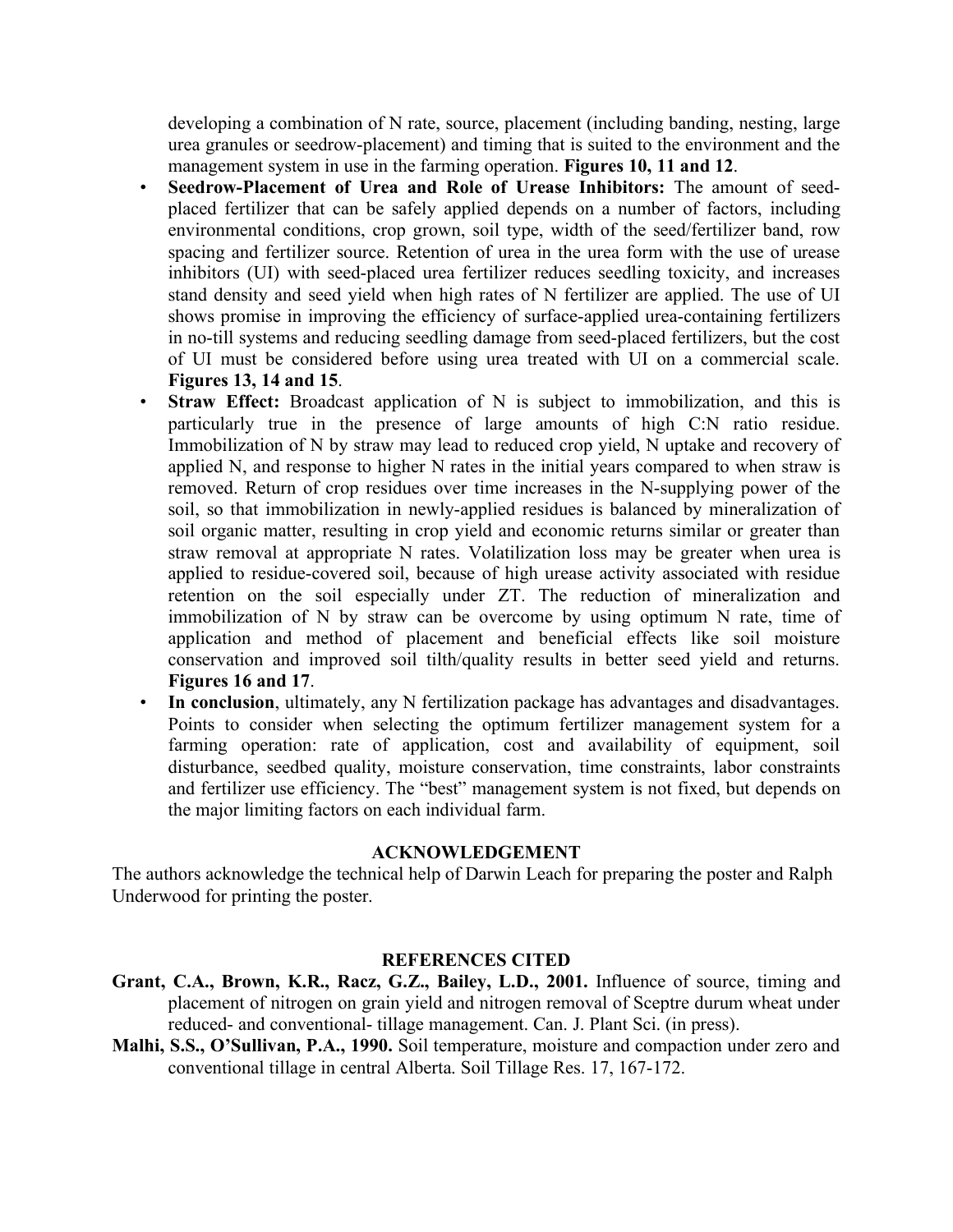developing a combination of N rate, source, placement (including banding, nesting, large urea granules or seedrow-placement) and timing that is suited to the environment and the management system in use in the farming operation. **Figures 10, 11 and 12**.

- **Seedrow-Placement of Urea and Role of Urease Inhibitors:** The amount of seed-placed fertilizer that can be safely applied depends on a number of factors, including environmental conditions, crop grown, soil type, width of the seed/fertilizer band, row spacing and fertilizer source. Retention of urea in the urea form with the use of urease inhibitors (UI) with seed-placed urea fertilizer reduces seedling toxicity, and increases stand density and seed yield when high rates of N fertilizer are applied. The use of UI shows promise in improving the efficiency of surface-applied urea-containing fertilizers in no-till systems and reducing seedling damage from seed-placed fertilizers, but the cost of UI must be considered before using urea treated with UI on a commercial scale. **Figures 13, 14 and 15**.
- **Straw Effect:** Broadcast application of N is subject to immobilization, and this is particularly true in the presence of large amounts of high C:N ratio residue. Immobilization of N by straw may lead to reduced crop yield, N uptake and recovery of applied N, and response to higher N rates in the initial years compared to when straw is removed. Return of crop residues over time increases in the N-supplying power of the soil, so that immobilization in newly-applied residues is balanced by mineralization of soil organic matter, resulting in crop yield and economic returns similar or greater than straw removal at appropriate N rates. Volatilization loss may be greater when urea is applied to residue-covered soil, because of high urease activity associated with residue retention on the soil especially under ZT. The reduction of mineralization and immobilization of N by straw can be overcome by using optimum N rate, time of application and method of placement and beneficial effects like soil moisture conservation and improved soil tilth/quality results in better seed yield and returns. **Figures 16 and 17**.
- **In conclusion**, ultimately, any N fertilization package has advantages and disadvantages. Points to consider when selecting the optimum fertilizer management system for a farming operation: rate of application, cost and availability of equipment, soil disturbance, seedbed quality, moisture conservation, time constraints, labor constraints and fertilizer use efficiency. The "best" management system is not fixed, but depends on the major limiting factors on each individual farm.

## ACKNOWLEDGEMENT

The authors acknowledge the technical help of Darwin Leach for preparing the poster and Ralph Underwood for printing the poster.

## REFERENCES CITED

**Grant, C.A., Brown, K.R., Racz, G.Z., Bailey, L.D., 2001.** Influence of source, timing and placement of nitrogen on grain yield and nitrogen removal of Sceptre durum wheat under reduced- and conventional- tillage management. Can. J. Plant Sci. (in press).

**Malhi, S.S., O'Sullivan, P.A., 1990.** Soil temperature, moisture and compaction under zero and conventional tillage in central Alberta. Soil Tillage Res. 17, 167-172.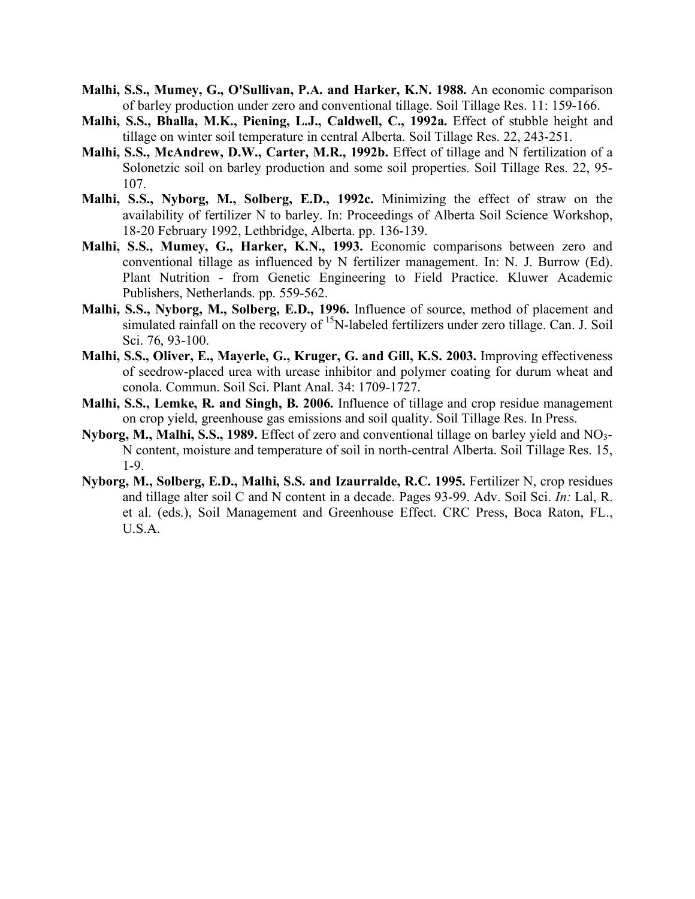**Malhi, S.S., Mumey, G., O'Sullivan, P.A. and Harker, K.N. 1988.** An economic comparison of barley production under zero and conventional tillage. Soil Tillage Res. 11: 159-166.

**Malhi, S.S., Bhalla, M.K., Piening, L.J., Caldwell, C., 1992a.** Effect of stubble height and tillage on winter soil temperature in central Alberta. Soil Tillage Res. 22, 243-251.

**Malhi, S.S., McAndrew, D.W., Carter, M.R., 1992b.** Effect of tillage and N fertilization of a Solonetzic soil on barley production and some soil properties. Soil Tillage Res. 22, 95-107.

**Malhi, S.S., Nyborg, M., Solberg, E.D., 1992c.** Minimizing the effect of straw on the availability of fertilizer N to barley. In: Proceedings of Alberta Soil Science Workshop, 18-20 February 1992, Lethbridge, Alberta. pp. 136-139.

**Malhi, S.S., Mumey, G., Harker, K.N., 1993.** Economic comparisons between zero and conventional tillage as influenced by N fertilizer management. In: N. J. Burrow (Ed). Plant Nutrition - from Genetic Engineering to Field Practice. Kluwer Academic Publishers, Netherlands. pp. 559-562.

**Malhi, S.S., Nyborg, M., Solberg, E.D., 1996.** Influence of source, method of placement and simulated rainfall on the recovery of $^{15}N$-labeled fertilizers under zero tillage. Can. J. Soil Sci. 76, 93-100.

**Malhi, S.S., Oliver, E., Mayerle, G., Kruger, G. and Gill, K.S. 2003.** Improving effectiveness of seedrow-placed urea with urease inhibitor and polymer coating for durum wheat and conola. Commun. Soil Sci. Plant Anal. 34: 1709-1727.

**Malhi, S.S., Lemke, R. and Singh, B. 2006.** Influence of tillage and crop residue management on crop yield, greenhouse gas emissions and soil quality. Soil Tillage Res. In Press.

**Nyborg, M., Malhi, S.S., 1989.** Effect of zero and conventional tillage on barley yield and $NO_3$-N content, moisture and temperature of soil in north-central Alberta. Soil Tillage Res. 15, 1-9.

**Nyborg, M., Solberg, E.D., Malhi, S.S. and Izaurralde, R.C. 1995.** Fertilizer N, crop residues and tillage alter soil C and N content in a decade. Pages 93-99. Adv. Soil Sci. *In:* Lal, R. et al. (eds.), Soil Management and Greenhouse Effect. CRC Press, Boca Raton, FL., U.S.A.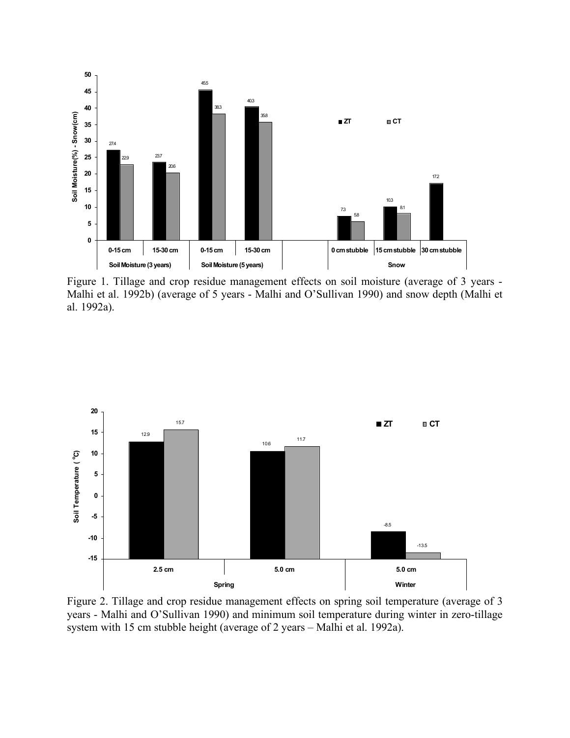Figure 1. Tillage and crop residue management effects on soil moisture (average of 3 years - Malhi et al. 1992b) (average of 5 years - Malhi and O'Sullivan 1990) and snow depth (Malhi et al. 1992a).

Figure 2. Tillage and crop residue management effects on spring soil temperature (average of 3 years - Malhi and O'Sullivan 1990) and minimum soil temperature during winter in zero-tillage system with 15 cm stubble height (average of 2 years – Malhi et al. 1992a).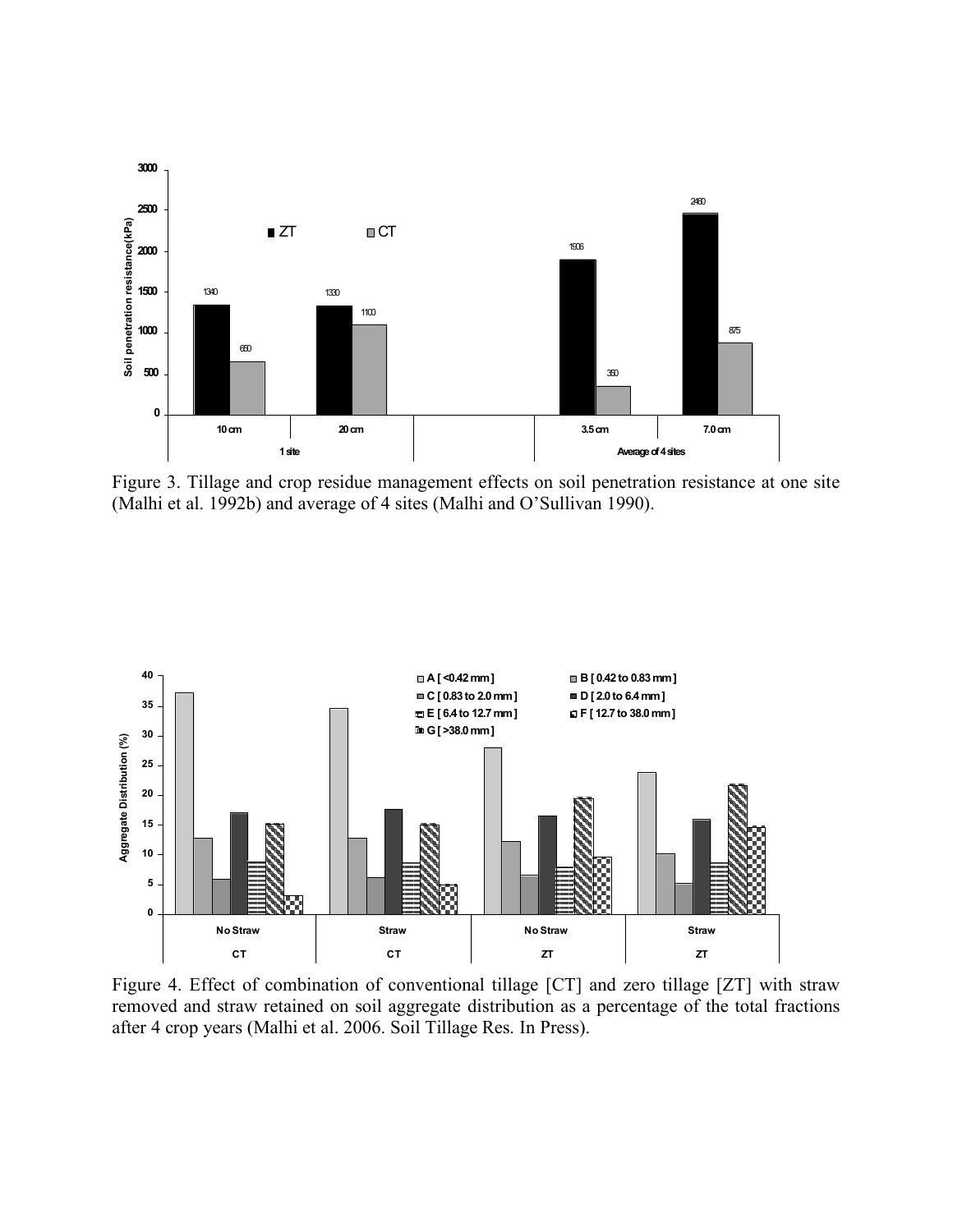Figure 3. Tillage and crop residue management effects on soil penetration resistance at one site (Malhi et al. 1992b) and average of 4 sites (Malhi and O'Sullivan 1990).

Figure 4. Effect of combination of conventional tillage [CT] and zero tillage [ZT] with straw removed and straw retained on soil aggregate distribution as a percentage of the total fractions after 4 crop years (Malhi et al. 2006. Soil Tillage Res. In Press).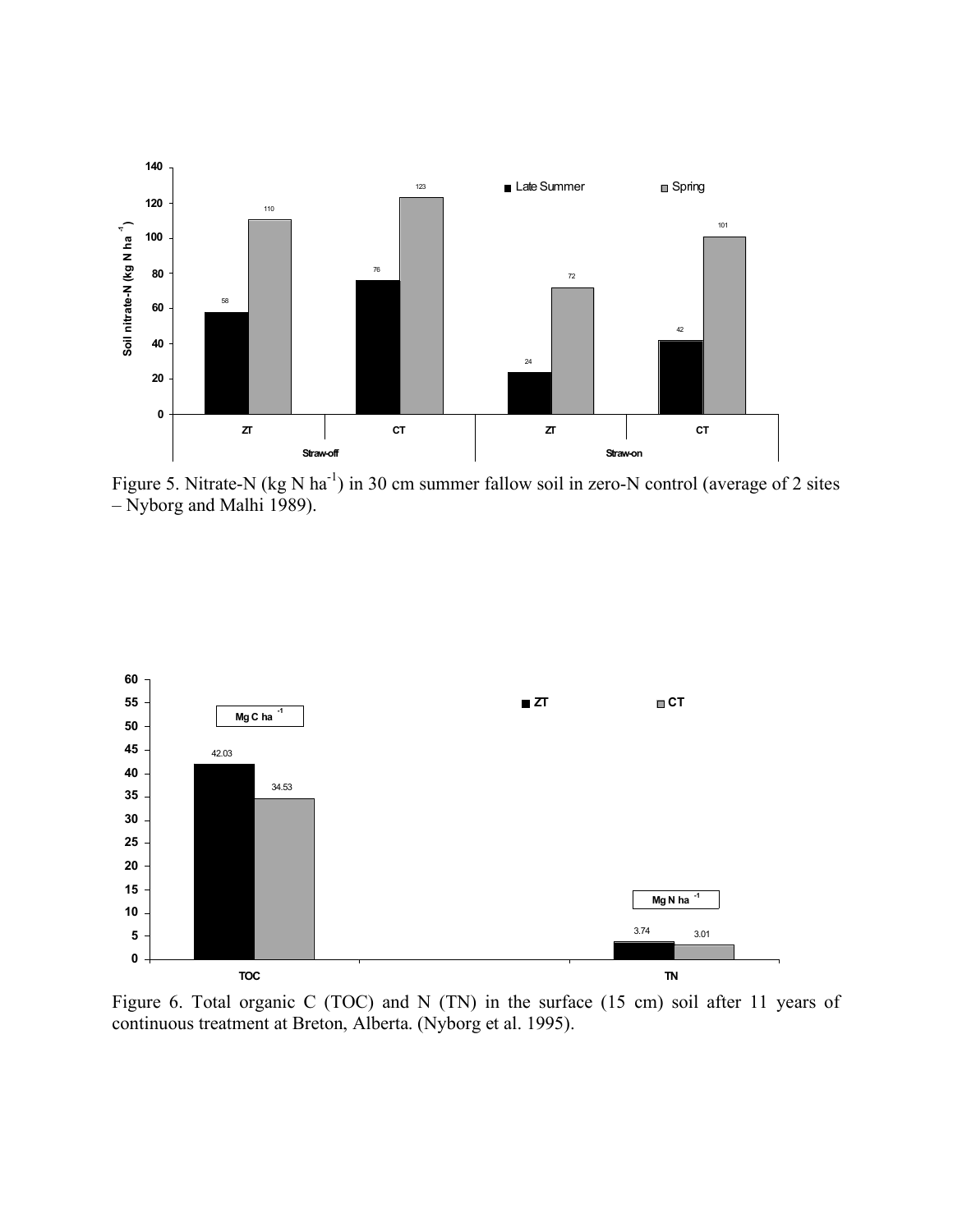Figure 5. Nitrate-N (kg N ha$^{-1}$) in 30 cm summer fallow soil in zero-N control (average of 2 sites – Nyborg and Malhi 1989).

Figure 6. Total organic C (TOC) and N (TN) in the surface (15 cm) soil after 11 years of continuous treatment at Breton, Alberta. (Nyborg et al. 1995).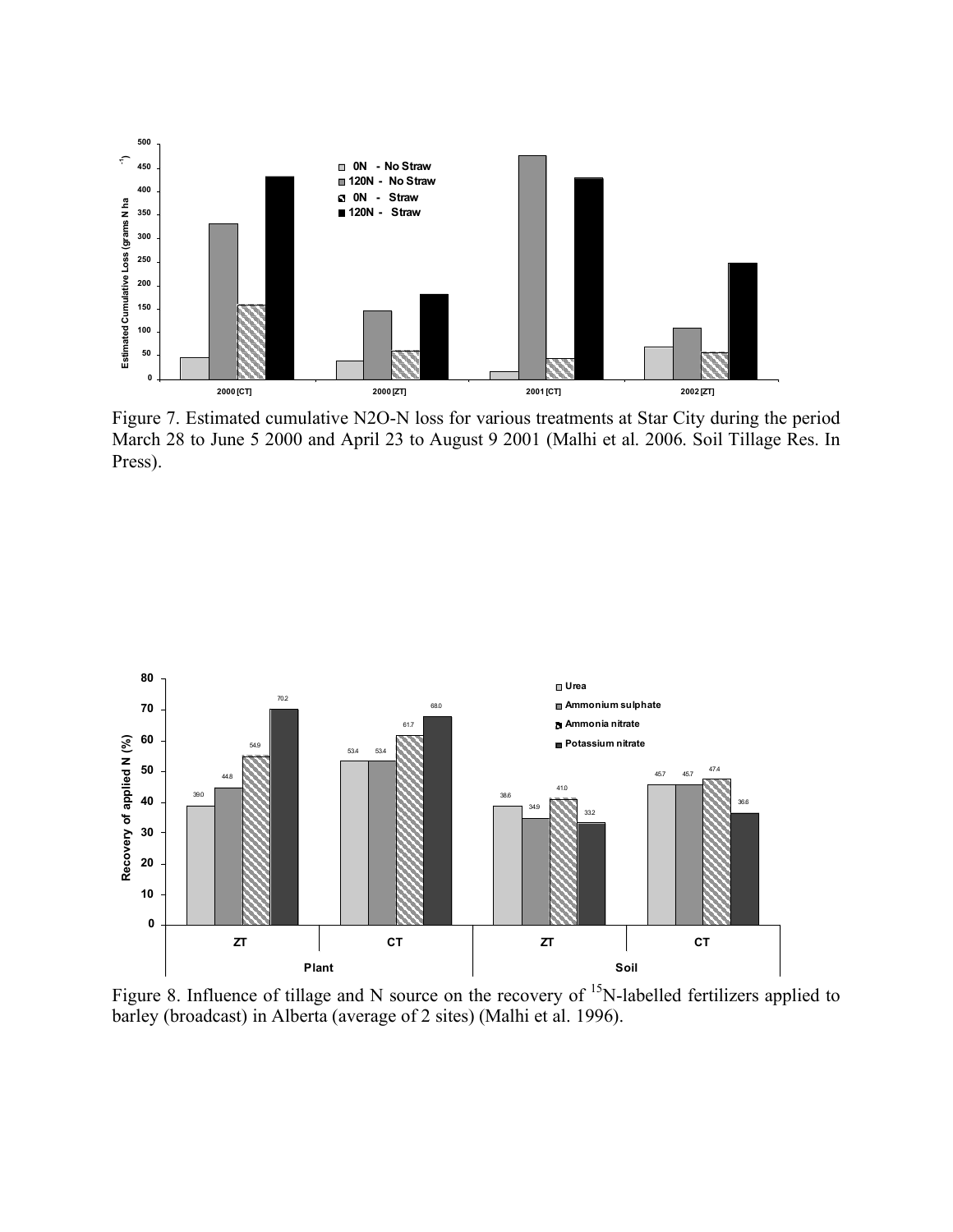Figure 7. Estimated cumulative N2O-N loss for various treatments at Star City during the period March 28 to June 5 2000 and April 23 to August 9 2001 (Malhi et al. 2006. Soil Tillage Res. In Press).

Figure 8. Influence of tillage and N source on the recovery of $^{15}N$-labelled fertilizers applied to barley (broadcast) in Alberta (average of 2 sites) (Malhi et al. 1996).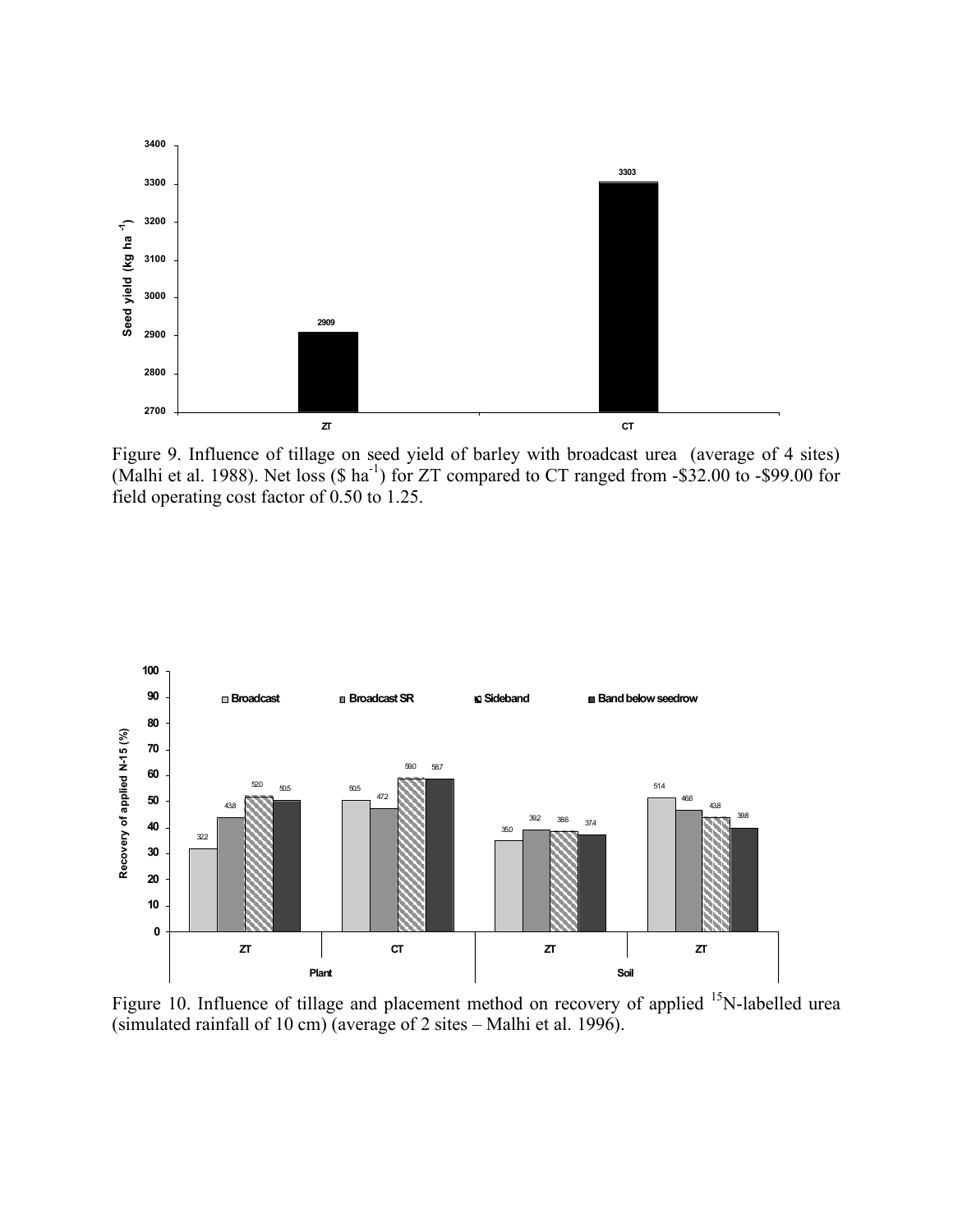Figure 9. Influence of tillage on seed yield of barley with broadcast urea (average of 4 sites) (Malhi et al. 1988). Net loss ($ ha$^{-1}$) for ZT compared to CT ranged from -$32.00 to -$99.00 for field operating cost factor of 0.50 to 1.25.

Figure 10. Influence of tillage and placement method on recovery of applied $^{15}$N-labelled urea (simulated rainfall of 10 cm) (average of 2 sites – Malhi et al. 1996).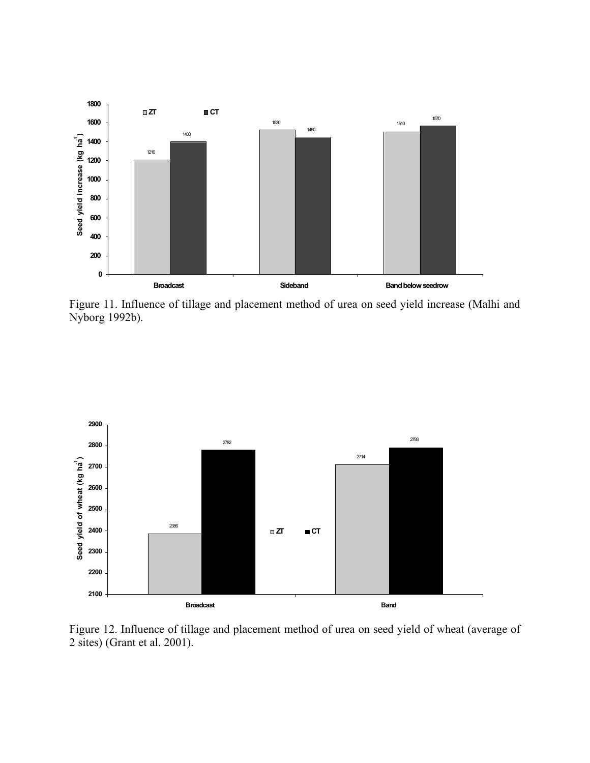Figure 11. Influence of tillage and placement method of urea on seed yield increase (Malhi and Nyborg 1992b).

Figure 12. Influence of tillage and placement method of urea on seed yield of wheat (average of 2 sites) (Grant et al. 2001).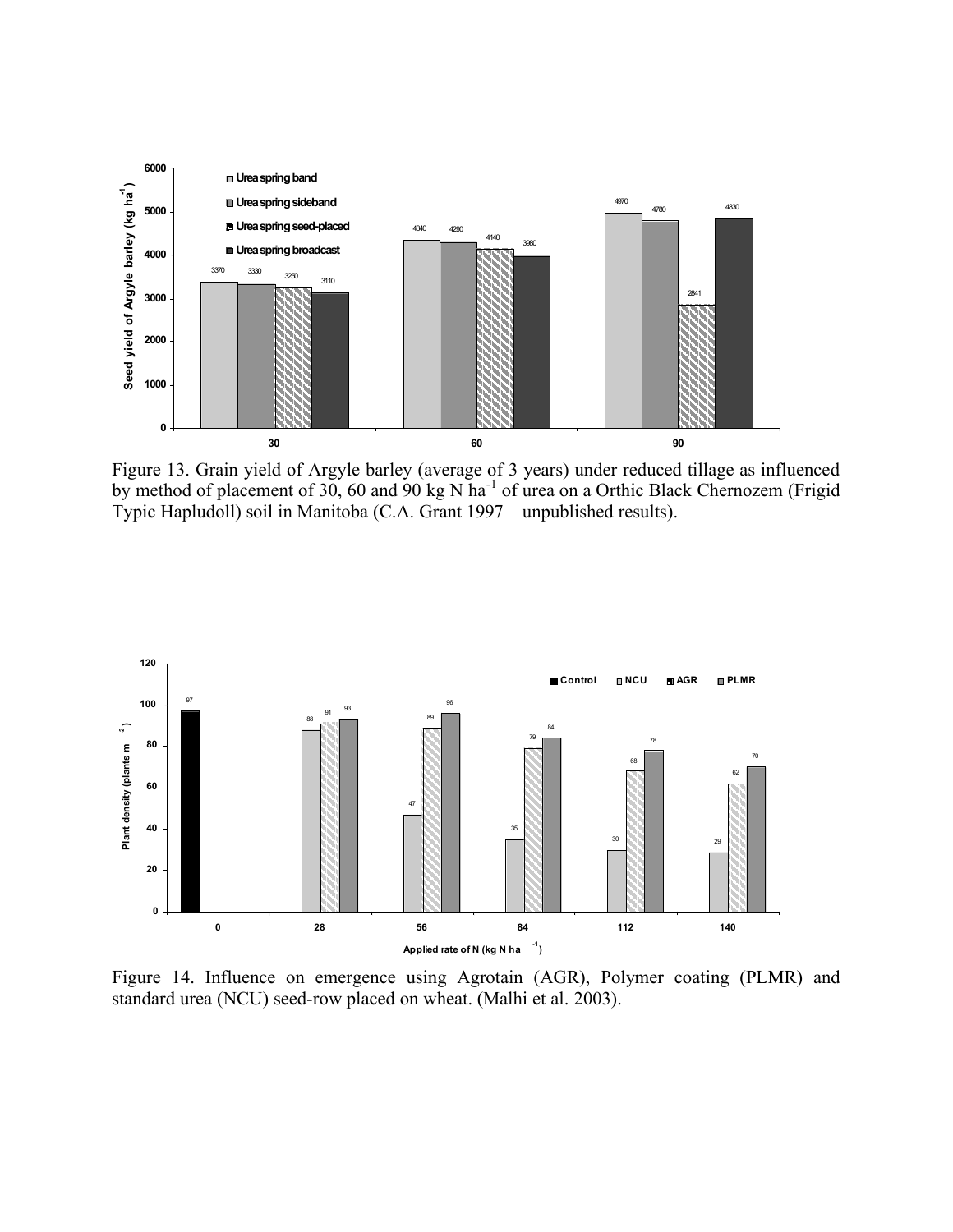Figure 13. Grain yield of Argyle barley (average of 3 years) under reduced tillage as influenced by method of placement of 30, 60 and 90 kg N ha$^{-1}$ of urea on a Orthic Black Chernozem (Frigid Typic Hapludoll) soil in Manitoba (C.A. Grant 1997 – unpublished results).

Figure 14. Influence on emergence using Agrotain (AGR), Polymer coating (PLMR) and standard urea (NCU) seed-row placed on wheat. (Malhi et al. 2003).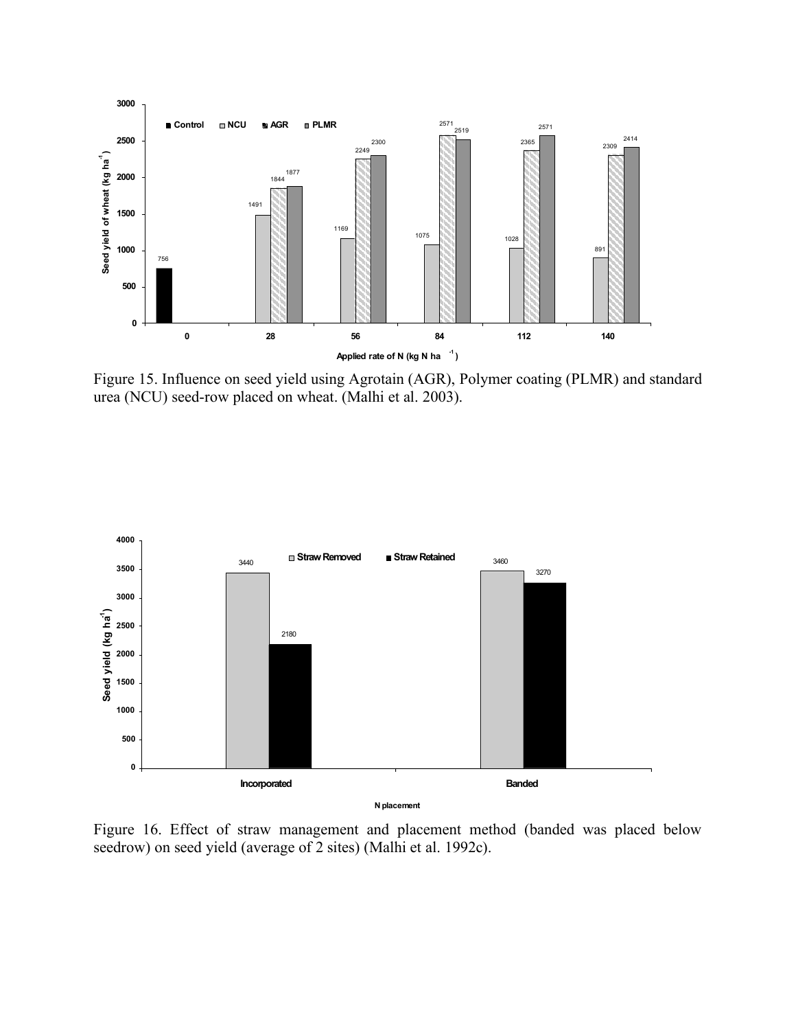Figure 15. Influence on seed yield using Agrotain (AGR), Polymer coating (PLMR) and standard urea (NCU) seed-row placed on wheat. (Malhi et al. 2003).

Figure 16. Effect of straw management and placement method (banded was placed below seedrow) on seed yield (average of 2 sites) (Malhi et al. 1992c).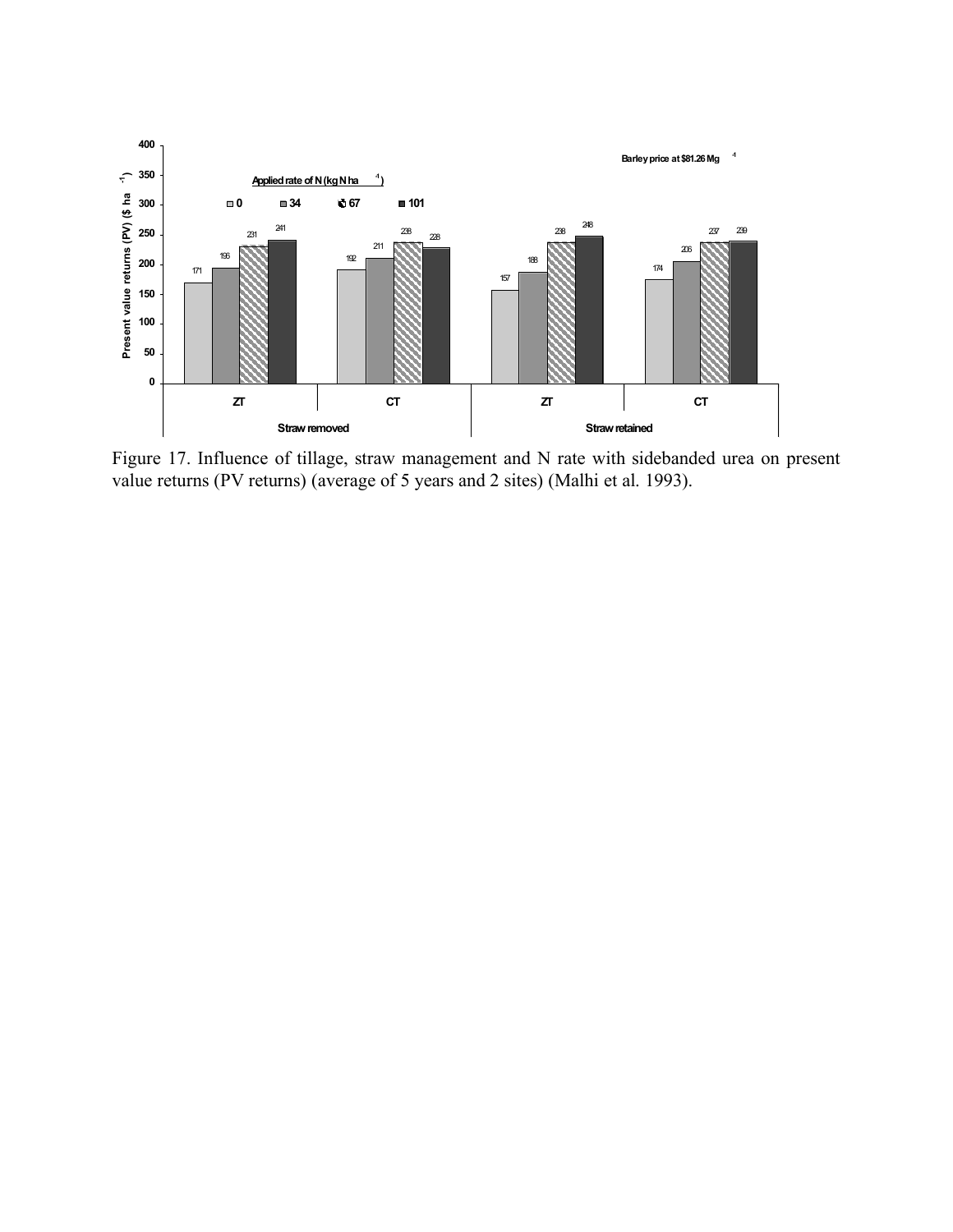Barley price at $81.26 Mg$^{-1}$

Applied rate of N (kg N ha$^{-1}$)

0 34 67 101

Present value returns (PV) ($ ha$^{-1}$)

400
350
300
250
200
150
100
50
0

171 195 231 241
192 211 238 228
157 188 238 248
174 206 237 239

ZT CT ZT CT

Straw removed Straw retained

Figure 17. Influence of tillage, straw management and N rate with sidebanded urea on present value returns (PV returns) (average of 5 years and 2 sites) (Malhi et al. 1993).